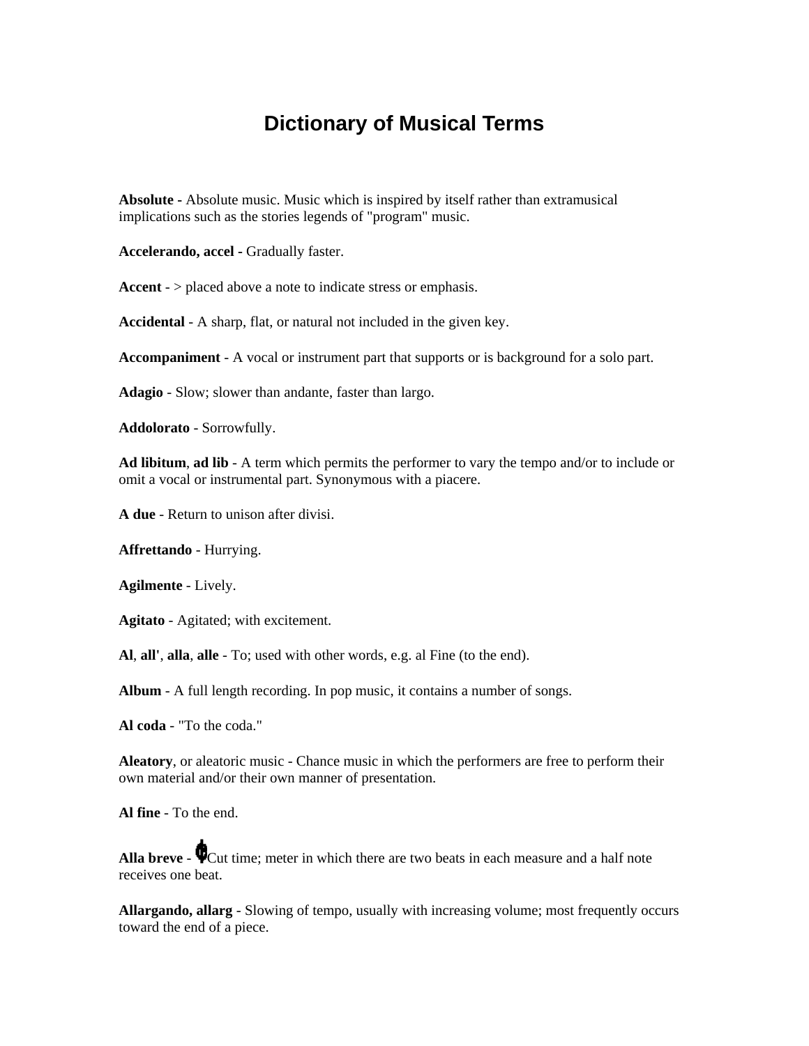# Dictionary of Musical Terms

**Absolute -** Absolute music. Music which is inspired by itself rather than extramusical implications such as the stories legends of "program" music.

**Accelerando, accel -** Gradually faster.

**Accent** - > placed above a note to indicate stress or emphasis.

**Accidental** - A sharp, flat, or natural not included in the given key.

**Accompaniment** - A vocal or instrument part that supports or is background for a solo part.

**Adagio** - Slow; slower than andante, faster than largo.

**Addolorato** - Sorrowfully.

**Ad libitum**, **ad lib** - A term which permits the performer to vary the tempo and/or to include or omit a vocal or instrumental part. Synonymous with a piacere.

**A due** - Return to unison after divisi.

**Affrettando** - Hurrying.

**Agilmente** - Lively.

**Agitato** - Agitated; with excitement.

**Al**, **all'**, **alla**, **alle** - To; used with other words, e.g. al Fine (to the end).

**Album** - A full length recording. In pop music, it contains a number of songs.

**Al coda** - "To the coda."

**Aleatory**, or aleatoric music - Chance music in which the performers are free to perform their own material and/or their own manner of presentation.

**Al fine** - To the end.

**Alla breve** - 𝄵 Cut time; meter in which there are two beats in each measure and a half note receives one beat.

**Allargando, allarg** - Slowing of tempo, usually with increasing volume; most frequently occurs toward the end of a piece.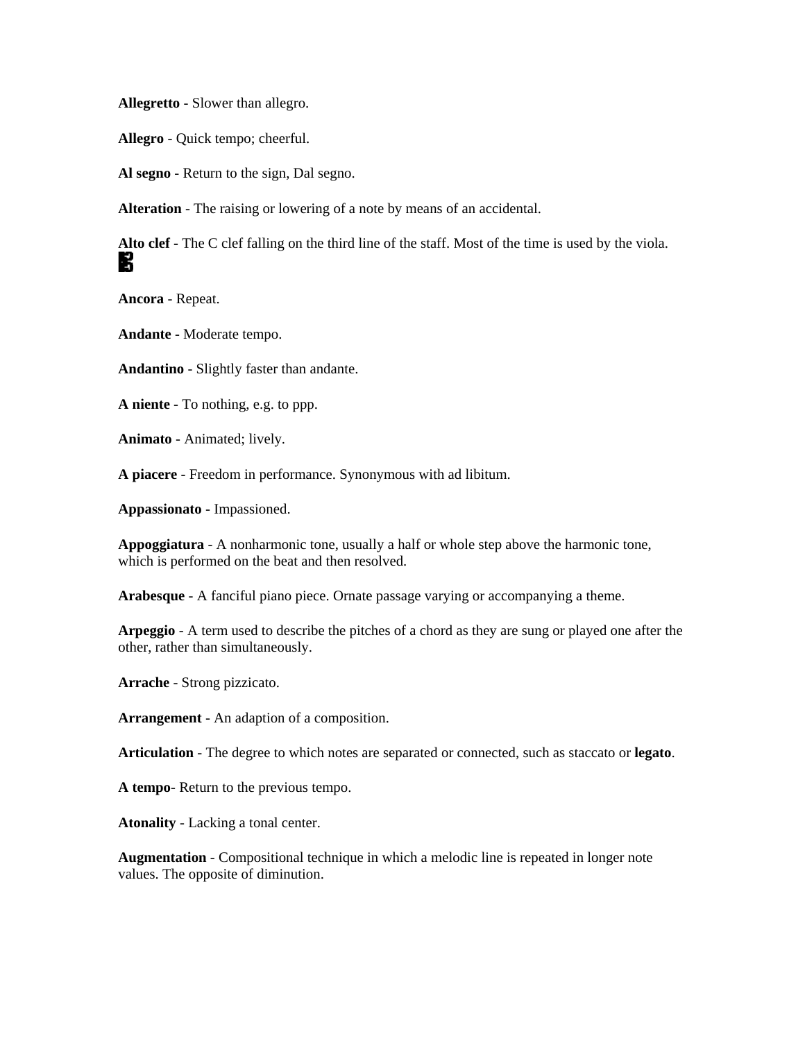**Allegretto** - Slower than allegro.

**Allegro** - Quick tempo; cheerful.

**Al segno** - Return to the sign, Dal segno.

**Alteration** - The raising or lowering of a note by means of an accidental.

**Alto clef** - The C clef falling on the third line of the staff. Most of the time is used by the viola.

**Ancora** - Repeat.

**Andante** - Moderate tempo.

**Andantino** - Slightly faster than andante.

**A niente** - To nothing, e.g. to ppp.

**Animato** - Animated; lively.

**A piacere** - Freedom in performance. Synonymous with ad libitum.

**Appassionato** - Impassioned.

**Appoggiatura** - A nonharmonic tone, usually a half or whole step above the harmonic tone, which is performed on the beat and then resolved.

**Arabesque** - A fanciful piano piece. Ornate passage varying or accompanying a theme.

**Arpeggio** - A term used to describe the pitches of a chord as they are sung or played one after the other, rather than simultaneously.

**Arrache** - Strong pizzicato.

**Arrangement** - An adaption of a composition.

**Articulation** - The degree to which notes are separated or connected, such as staccato or **legato**.

**A tempo**- Return to the previous tempo.

**Atonality** - Lacking a tonal center.

**Augmentation** - Compositional technique in which a melodic line is repeated in longer note values. The opposite of diminution.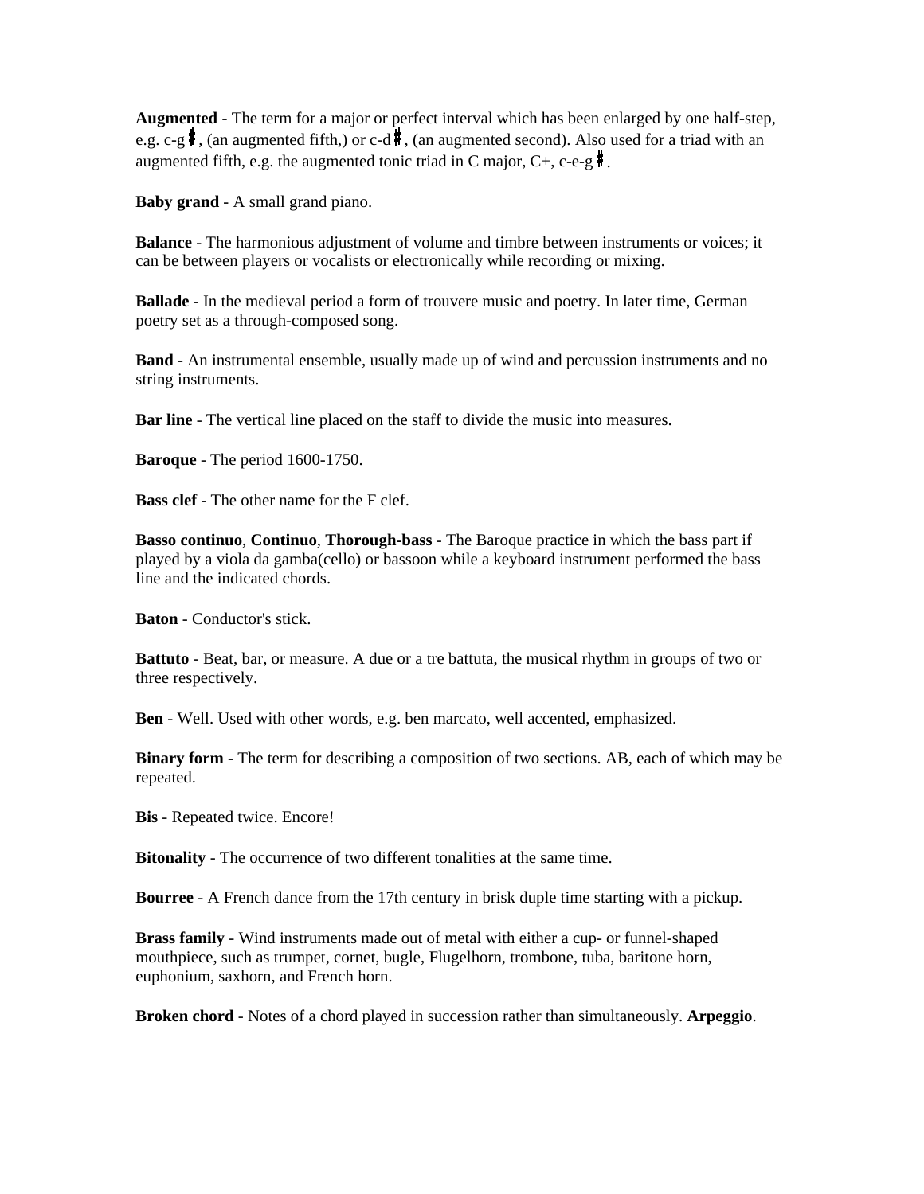**Augmented** - The term for a major or perfect interval which has been enlarged by one half-step, e.g. c-g♯, (an augmented fifth,) or c-d♯, (an augmented second). Also used for a triad with an augmented fifth, e.g. the augmented tonic triad in C major, C+, c-e-g♯.

**Baby grand** - A small grand piano.

**Balance** - The harmonious adjustment of volume and timbre between instruments or voices; it can be between players or vocalists or electronically while recording or mixing.

**Ballade** - In the medieval period a form of trouvere music and poetry. In later time, German poetry set as a through-composed song.

**Band** - An instrumental ensemble, usually made up of wind and percussion instruments and no string instruments.

**Bar line** - The vertical line placed on the staff to divide the music into measures.

**Baroque** - The period 1600-1750.

**Bass clef** - The other name for the F clef.

**Basso continuo**, **Continuo**, **Thorough-bass** - The Baroque practice in which the bass part if played by a viola da gamba(cello) or bassoon while a keyboard instrument performed the bass line and the indicated chords.

**Baton** - Conductor's stick.

**Battuto** - Beat, bar, or measure. A due or a tre battuta, the musical rhythm in groups of two or three respectively.

**Ben** - Well. Used with other words, e.g. ben marcato, well accented, emphasized.

**Binary form** - The term for describing a composition of two sections. AB, each of which may be repeated.

**Bis** - Repeated twice. Encore!

**Bitonality** - The occurrence of two different tonalities at the same time.

**Bourree** - A French dance from the 17th century in brisk duple time starting with a pickup.

**Brass family** - Wind instruments made out of metal with either a cup- or funnel-shaped mouthpiece, such as trumpet, cornet, bugle, Flugelhorn, trombone, tuba, baritone horn, euphonium, saxhorn, and French horn.

**Broken chord** - Notes of a chord played in succession rather than simultaneously. **Arpeggio**.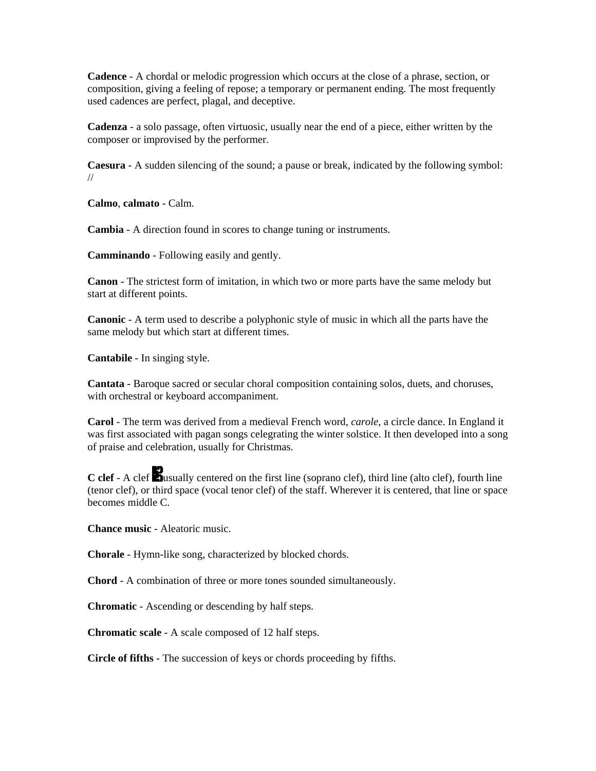**Cadence** - A chordal or melodic progression which occurs at the close of a phrase, section, or composition, giving a feeling of repose; a temporary or permanent ending. The most frequently used cadences are perfect, plagal, and deceptive.

**Cadenza** - a solo passage, often virtuosic, usually near the end of a piece, either written by the composer or improvised by the performer.

**Caesura** - A sudden silencing of the sound; a pause or break, indicated by the following symbol: //

**Calmo**, **calmato** - Calm.

**Cambia** - A direction found in scores to change tuning or instruments.

**Camminando** - Following easily and gently.

**Canon** - The strictest form of imitation, in which two or more parts have the same melody but start at different points.

**Canonic** - A term used to describe a polyphonic style of music in which all the parts have the same melody but which start at different times.

**Cantabile** - In singing style.

**Cantata** - Baroque sacred or secular choral composition containing solos, duets, and choruses, with orchestral or keyboard accompaniment.

**Carol** - The term was derived from a medieval French word, *carole*, a circle dance. In England it was first associated with pagan songs celegrating the winter solstice. It then developed into a song of praise and celebration, usually for Christmas.

**C clef** - A clef usually centered on the first line (soprano clef), third line (alto clef), fourth line (tenor clef), or third space (vocal tenor clef) of the staff. Wherever it is centered, that line or space becomes middle C.

**Chance music** - Aleatoric music.

**Chorale** - Hymn-like song, characterized by blocked chords.

**Chord** - A combination of three or more tones sounded simultaneously.

**Chromatic** - Ascending or descending by half steps.

**Chromatic scale** - A scale composed of 12 half steps.

**Circle of fifths** - The succession of keys or chords proceeding by fifths.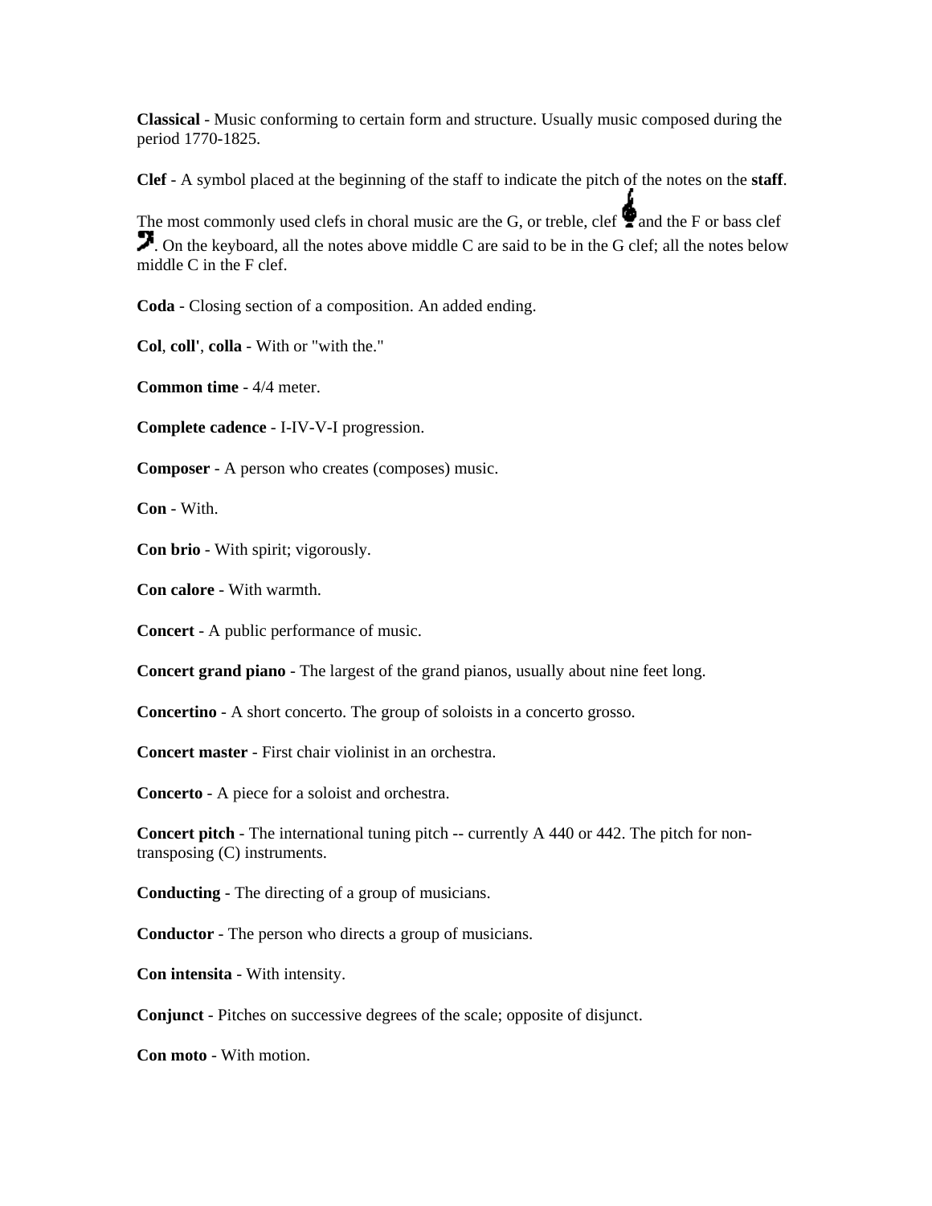**Classical** - Music conforming to certain form and structure. Usually music composed during the period 1770-1825.

**Clef** - A symbol placed at the beginning of the staff to indicate the pitch of the notes on the **staff**.

The most commonly used clefs in choral music are the G, or treble, clef and the F or bass clef . On the keyboard, all the notes above middle C are said to be in the G clef; all the notes below middle C in the F clef.

**Coda** - Closing section of a composition. An added ending.

**Col**, **coll'**, **colla** - With or "with the."

**Common time** - 4/4 meter.

**Complete cadence** - I-IV-V-I progression.

**Composer** - A person who creates (composes) music.

**Con** - With.

**Con brio** - With spirit; vigorously.

**Con calore** - With warmth.

**Concert** - A public performance of music.

**Concert grand piano** - The largest of the grand pianos, usually about nine feet long.

**Concertino** - A short concerto. The group of soloists in a concerto grosso.

**Concert master** - First chair violinist in an orchestra.

**Concerto** - A piece for a soloist and orchestra.

**Concert pitch** - The international tuning pitch -- currently A 440 or 442. The pitch for non-transposing (C) instruments.

**Conducting** - The directing of a group of musicians.

**Conductor** - The person who directs a group of musicians.

**Con intensita** - With intensity.

**Conjunct** - Pitches on successive degrees of the scale; opposite of disjunct.

**Con moto** - With motion.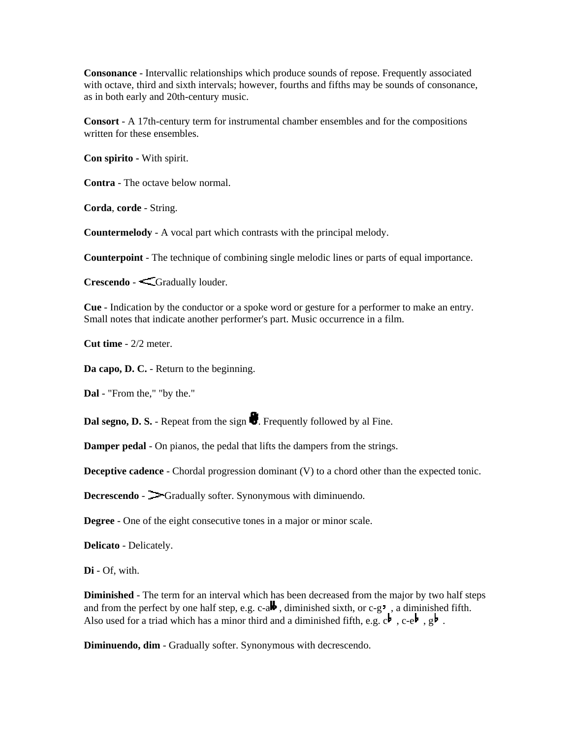**Consonance** - Intervallic relationships which produce sounds of repose. Frequently associated with octave, third and sixth intervals; however, fourths and fifths may be sounds of consonance, as in both early and 20th-century music.

**Consort** - A 17th-century term for instrumental chamber ensembles and for the compositions written for these ensembles.

**Con spirito** - With spirit.

**Contra** - The octave below normal.

**Corda**, **corde** - String.

**Countermelody** - A vocal part which contrasts with the principal melody.

**Counterpoint** - The technique of combining single melodic lines or parts of equal importance.

**Crescendo** - < Gradually louder.

**Cue** - Indication by the conductor or a spoke word or gesture for a performer to make an entry. Small notes that indicate another performer's part. Music occurrence in a film.

**Cut time** - 2/2 meter.

**Da capo, D. C.** - Return to the beginning.

**Dal** - "From the," "by the."

**Dal segno, D. S.** - Repeat from the sign 𝄋. Frequently followed by al Fine.

**Damper pedal** - On pianos, the pedal that lifts the dampers from the strings.

**Deceptive cadence** - Chordal progression dominant (V) to a chord other than the expected tonic.

**Decrescendo** - > Gradually softer. Synonymous with diminuendo.

**Degree** - One of the eight consecutive tones in a major or minor scale.

**Delicato** - Delicately.

**Di** - Of, with.

**Diminished** - The term for an interval which has been decreased from the major by two half steps and from the perfect by one half step, e.g. c-a𝄫, diminished sixth, or c-g♭, a diminished fifth. Also used for a triad which has a minor third and a diminished fifth, e.g. c♭, c-e♭, g♭.

**Diminuendo, dim** - Gradually softer. Synonymous with decrescendo.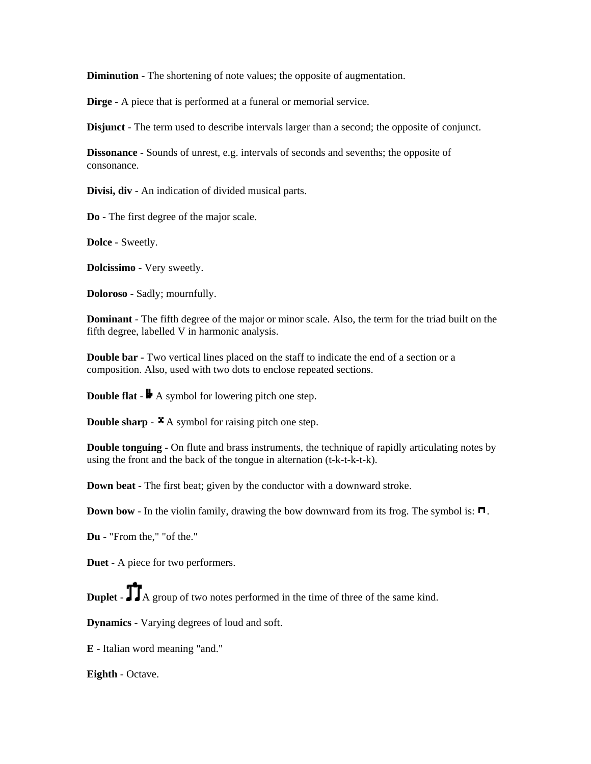**Diminution** - The shortening of note values; the opposite of augmentation.

**Dirge** - A piece that is performed at a funeral or memorial service.

**Disjunct** - The term used to describe intervals larger than a second; the opposite of conjunct.

**Dissonance** - Sounds of unrest, e.g. intervals of seconds and sevenths; the opposite of consonance.

**Divisi, div** - An indication of divided musical parts.

**Do** - The first degree of the major scale.

**Dolce** - Sweetly.

**Dolcissimo** - Very sweetly.

**Doloroso** - Sadly; mournfully.

**Dominant** - The fifth degree of the major or minor scale. Also, the term for the triad built on the fifth degree, labelled V in harmonic analysis.

**Double bar** - Two vertical lines placed on the staff to indicate the end of a section or a composition. Also, used with two dots to enclose repeated sections.

**Double flat** - 𝄫 A symbol for lowering pitch one step.

**Double sharp** - 𝄪 A symbol for raising pitch one step.

**Double tonguing** - On flute and brass instruments, the technique of rapidly articulating notes by using the front and the back of the tongue in alternation (t-k-t-k-t-k).

**Down beat** - The first beat; given by the conductor with a downward stroke.

**Down bow** - In the violin family, drawing the bow downward from its frog. The symbol is: ⊓.

**Du** - "From the," "of the."

**Duet** - A piece for two performers.

**Duplet** - A group of two notes performed in the time of three of the same kind.

**Dynamics** - Varying degrees of loud and soft.

**E** - Italian word meaning "and."

**Eighth** - Octave.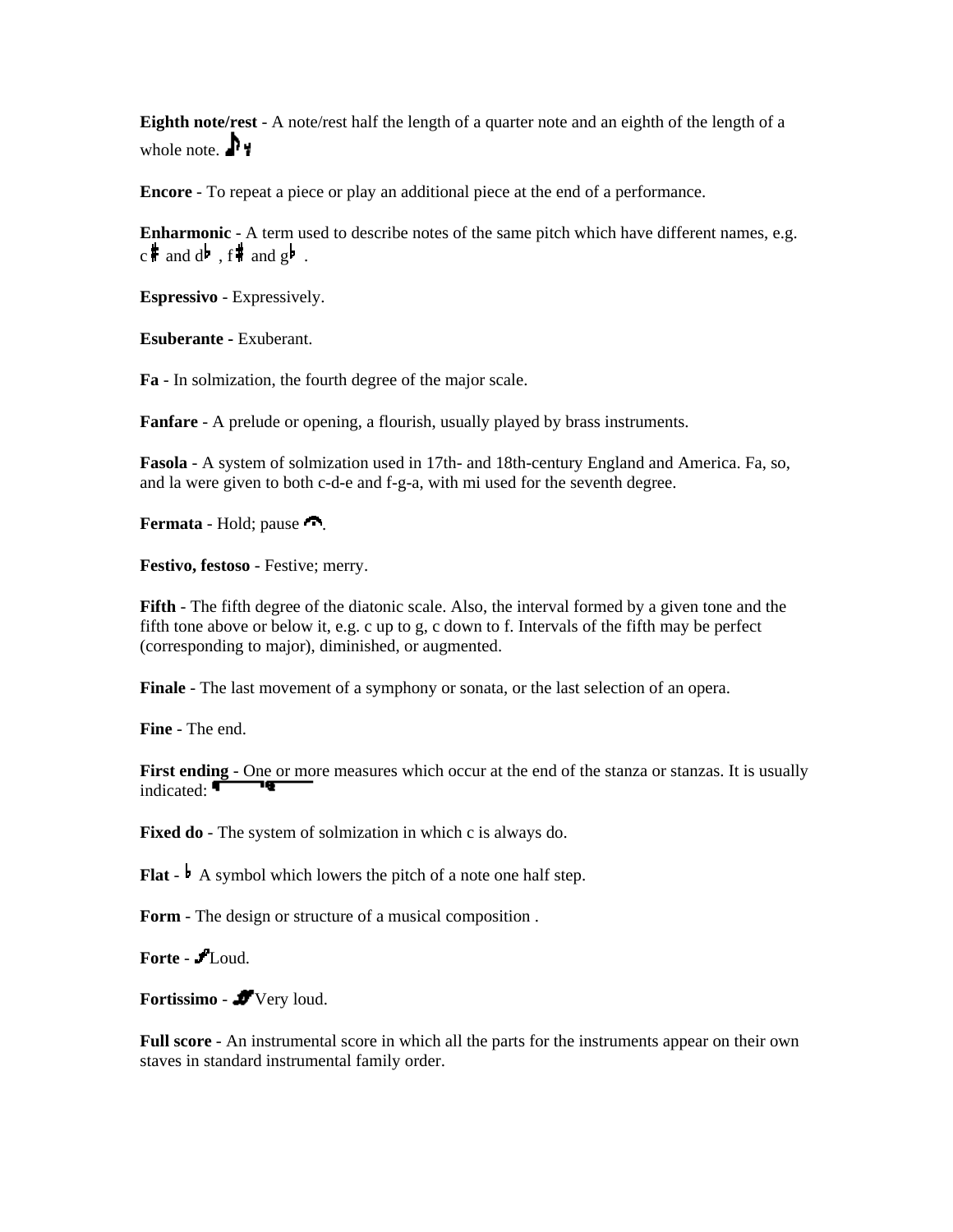**Eighth note/rest** - A note/rest half the length of a quarter note and an eighth of the length of a whole note. ♪ 𝄾

**Encore** - To repeat a piece or play an additional piece at the end of a performance.

**Enharmonic** - A term used to describe notes of the same pitch which have different names, e.g. c♯ and d♭ , f♯ and g♭ .

**Espressivo** - Expressively.

**Esuberante** - Exuberant.

**Fa** - In solmization, the fourth degree of the major scale.

**Fanfare** - A prelude or opening, a flourish, usually played by brass instruments.

**Fasola** - A system of solmization used in 17th- and 18th-century England and America. Fa, so, and la were given to both c-d-e and f-g-a, with mi used for the seventh degree.

**Fermata** - Hold; pause 𝄐.

**Festivo, festoso** - Festive; merry.

**Fifth** - The fifth degree of the diatonic scale. Also, the interval formed by a given tone and the fifth tone above or below it, e.g. c up to g, c down to f. Intervals of the fifth may be perfect (corresponding to major), diminished, or augmented.

**Finale** - The last movement of a symphony or sonata, or the last selection of an opera.

**Fine** - The end.

**First ending** - One or more measures which occur at the end of the stanza or stanzas. It is usually indicated:

**Fixed do** - The system of solmization in which c is always do.

**Flat** - ♭ A symbol which lowers the pitch of a note one half step.

**Form** - The design or structure of a musical composition .

**Forte** - *f* Loud.

**Fortissimo** - *ff* Very loud.

**Full score** - An instrumental score in which all the parts for the instruments appear on their own staves in standard instrumental family order.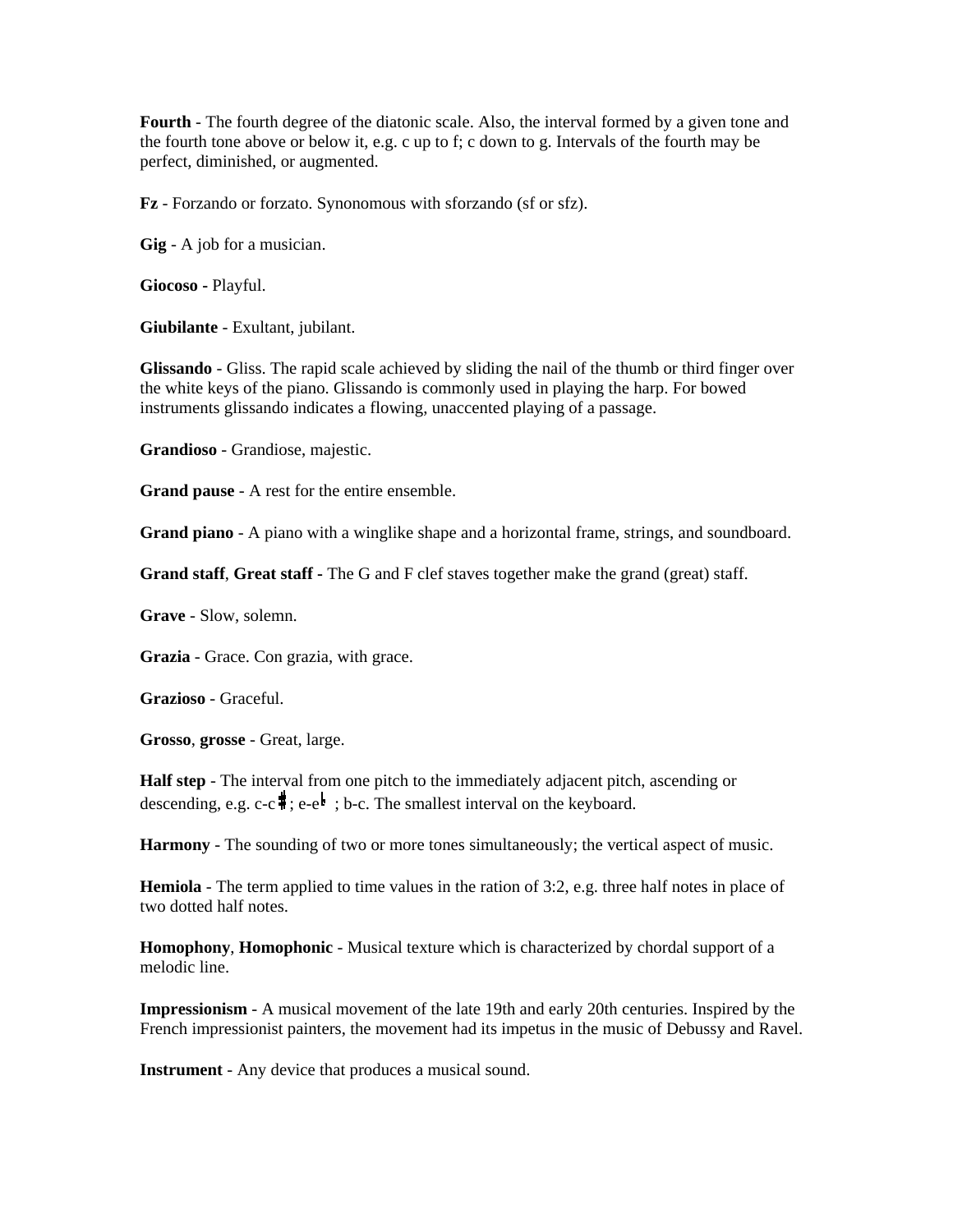**Fourth** - The fourth degree of the diatonic scale. Also, the interval formed by a given tone and the fourth tone above or below it, e.g. c up to f; c down to g. Intervals of the fourth may be perfect, diminished, or augmented.

**Fz** - Forzando or forzato. Synonomous with sforzando (sf or sfz).

**Gig** - A job for a musician.

**Giocoso -** Playful.

**Giubilante** - Exultant, jubilant.

**Glissando** - Gliss. The rapid scale achieved by sliding the nail of the thumb or third finger over the white keys of the piano. Glissando is commonly used in playing the harp. For bowed instruments glissando indicates a flowing, unaccented playing of a passage.

**Grandioso** - Grandiose, majestic.

**Grand pause** - A rest for the entire ensemble.

**Grand piano** - A piano with a winglike shape and a horizontal frame, strings, and soundboard.

**Grand staff**, **Great staff -** The G and F clef staves together make the grand (great) staff.

**Grave** - Slow, solemn.

**Grazia** - Grace. Con grazia, with grace.

**Grazioso** - Graceful.

**Grosso**, **grosse** - Great, large.

**Half step** - The interval from one pitch to the immediately adjacent pitch, ascending or descending, e.g. c-c♯; e-e♭ ; b-c. The smallest interval on the keyboard.

**Harmony** - The sounding of two or more tones simultaneously; the vertical aspect of music.

**Hemiola** - The term applied to time values in the ration of 3:2, e.g. three half notes in place of two dotted half notes.

**Homophony**, **Homophonic** - Musical texture which is characterized by chordal support of a melodic line.

**Impressionism** - A musical movement of the late 19th and early 20th centuries. Inspired by the French impressionist painters, the movement had its impetus in the music of Debussy and Ravel.

**Instrument** - Any device that produces a musical sound.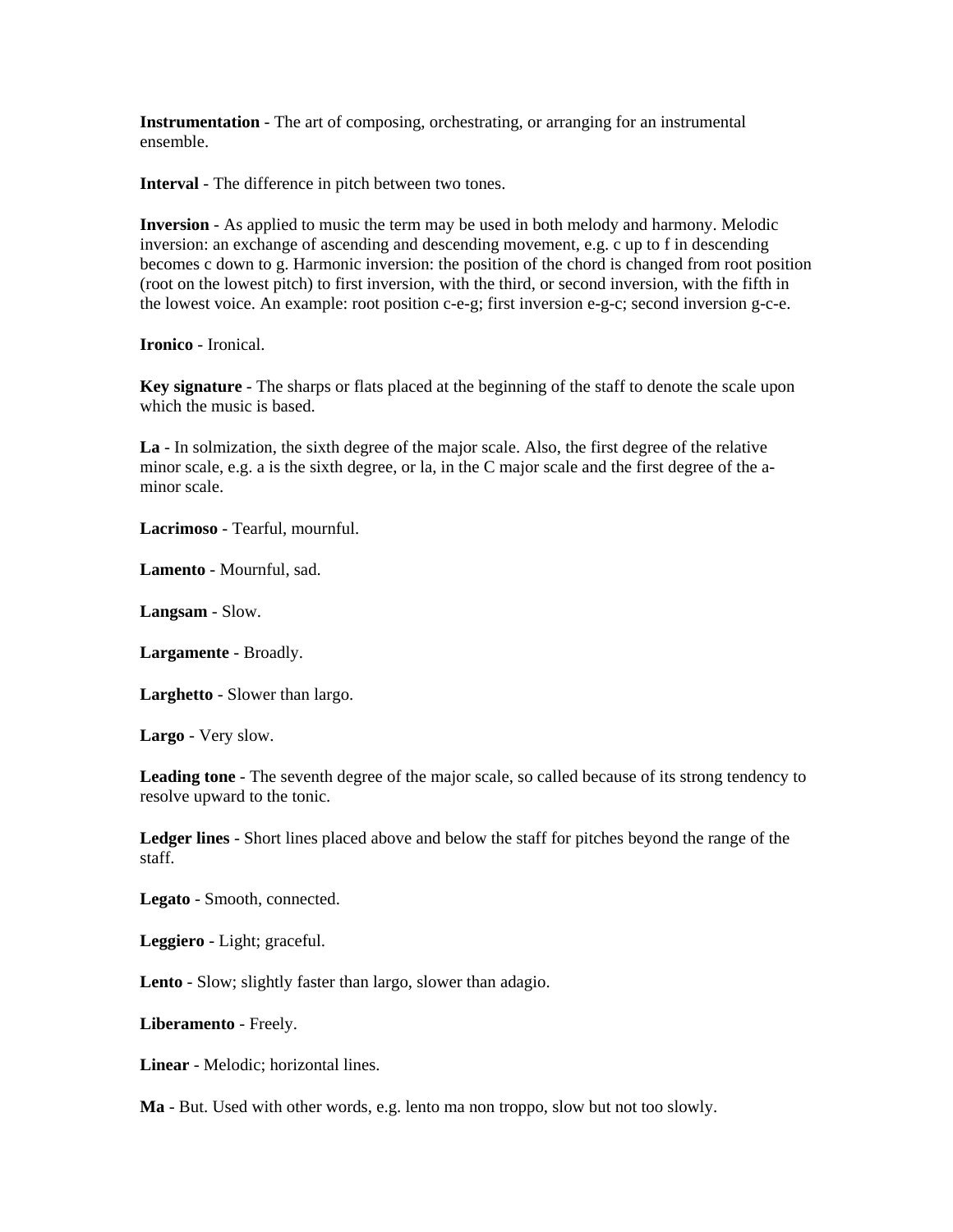**Instrumentation** - The art of composing, orchestrating, or arranging for an instrumental ensemble.

**Interval** - The difference in pitch between two tones.

**Inversion** - As applied to music the term may be used in both melody and harmony. Melodic inversion: an exchange of ascending and descending movement, e.g. c up to f in descending becomes c down to g. Harmonic inversion: the position of the chord is changed from root position (root on the lowest pitch) to first inversion, with the third, or second inversion, with the fifth in the lowest voice. An example: root position c-e-g; first inversion e-g-c; second inversion g-c-e.

**Ironico** - Ironical.

**Key signature** - The sharps or flats placed at the beginning of the staff to denote the scale upon which the music is based.

**La** - In solmization, the sixth degree of the major scale. Also, the first degree of the relative minor scale, e.g. a is the sixth degree, or la, in the C major scale and the first degree of the a-minor scale.

**Lacrimoso** - Tearful, mournful.

**Lamento** - Mournful, sad.

**Langsam** - Slow.

**Largamente** - Broadly.

**Larghetto** - Slower than largo.

**Largo** - Very slow.

**Leading tone** - The seventh degree of the major scale, so called because of its strong tendency to resolve upward to the tonic.

**Ledger lines** - Short lines placed above and below the staff for pitches beyond the range of the staff.

**Legato** - Smooth, connected.

**Leggiero** - Light; graceful.

**Lento** - Slow; slightly faster than largo, slower than adagio.

**Liberamento** - Freely.

**Linear** - Melodic; horizontal lines.

**Ma** - But. Used with other words, e.g. lento ma non troppo, slow but not too slowly.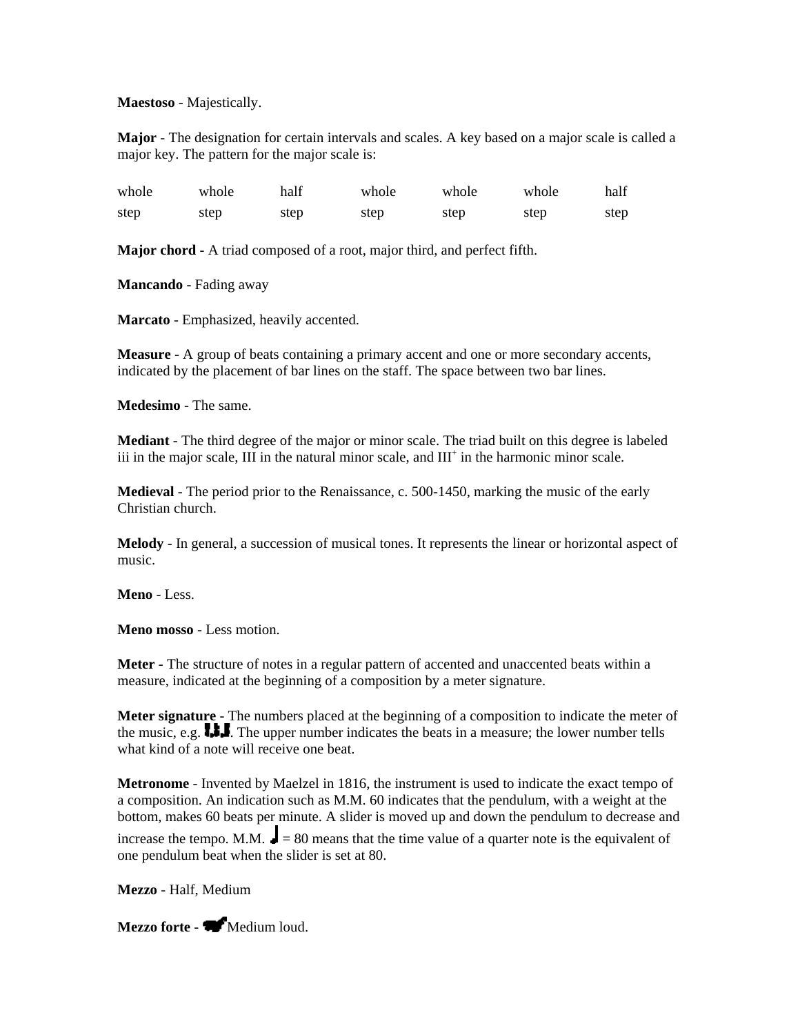**Maestoso** - Majestically.

**Major** - The designation for certain intervals and scales. A key based on a major scale is called a major key. The pattern for the major scale is:

| whole step | whole step | half step | whole step | whole step | whole step | half step |
|---|---|---|---|---|---|---|

**Major chord** - A triad composed of a root, major third, and perfect fifth.

**Mancando** - Fading away

**Marcato** - Emphasized, heavily accented.

**Measure** - A group of beats containing a primary accent and one or more secondary accents, indicated by the placement of bar lines on the staff. The space between two bar lines.

**Medesimo** - The same.

**Mediant** - The third degree of the major or minor scale. The triad built on this degree is labeled iii in the major scale, III in the natural minor scale, and III$^{+}$ in the harmonic minor scale.

**Medieval** - The period prior to the Renaissance, c. 500-1450, marking the music of the early Christian church.

**Melody** - In general, a succession of musical tones. It represents the linear or horizontal aspect of music.

**Meno** - Less.

**Meno mosso** - Less motion.

**Meter** - The structure of notes in a regular pattern of accented and unaccented beats within a measure, indicated at the beginning of a composition by a meter signature.

**Meter signature** - The numbers placed at the beginning of a composition to indicate the meter of the music, e.g. . The upper number indicates the beats in a measure; the lower number tells what kind of a note will receive one beat.

**Metronome** - Invented by Maelzel in 1816, the instrument is used to indicate the exact tempo of a composition. An indication such as M.M. 60 indicates that the pendulum, with a weight at the bottom, makes 60 beats per minute. A slider is moved up and down the pendulum to decrease and increase the tempo. M.M. ♩ = 80 means that the time value of a quarter note is the equivalent of one pendulum beat when the slider is set at 80.

**Mezzo** - Half, Medium

**Mezzo forte** - *mf* Medium loud.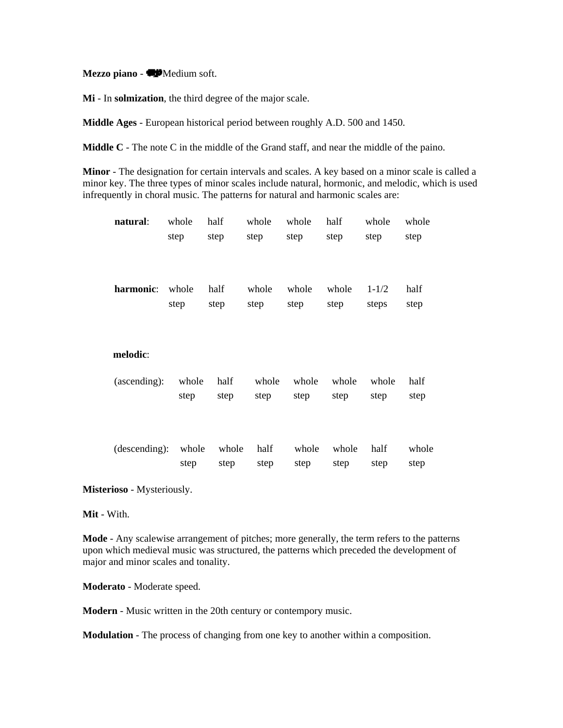**Mezzo piano** - Medium soft.

**Mi** - In **solmization**, the third degree of the major scale.

**Middle Ages** - European historical period between roughly A.D. 500 and 1450.

**Middle C** - The note C in the middle of the Grand staff, and near the middle of the paino.

**Minor** - The designation for certain intervals and scales. A key based on a minor scale is called a minor key. The three types of minor scales include natural, hormonic, and melodic, which is used infrequently in choral music. The patterns for natural and harmonic scales are:

| | | | | | | | |
|---|---|---|---|---|---|---|---|
| **natural**: | whole step | half step | whole step | whole step | half step | whole step | whole step |
| **harmonic**: | whole step | half step | whole step | whole step | whole step | 1-1/2 steps | half step |

**melodic**:

| | | | | | | | |
|---|---|---|---|---|---|---|---|
| (ascending): | whole step | half step | whole step | whole step | whole step | whole step | half step |
| (descending): | whole step | whole step | half step | whole step | whole step | half step | whole step |

**Misterioso** - Mysteriously.

**Mit** - With.

**Mode** - Any scalewise arrangement of pitches; more generally, the term refers to the patterns upon which medieval music was structured, the patterns which preceded the development of major and minor scales and tonality.

**Moderato** - Moderate speed.

**Modern** - Music written in the 20th century or contempory music.

**Modulation** - The process of changing from one key to another within a composition.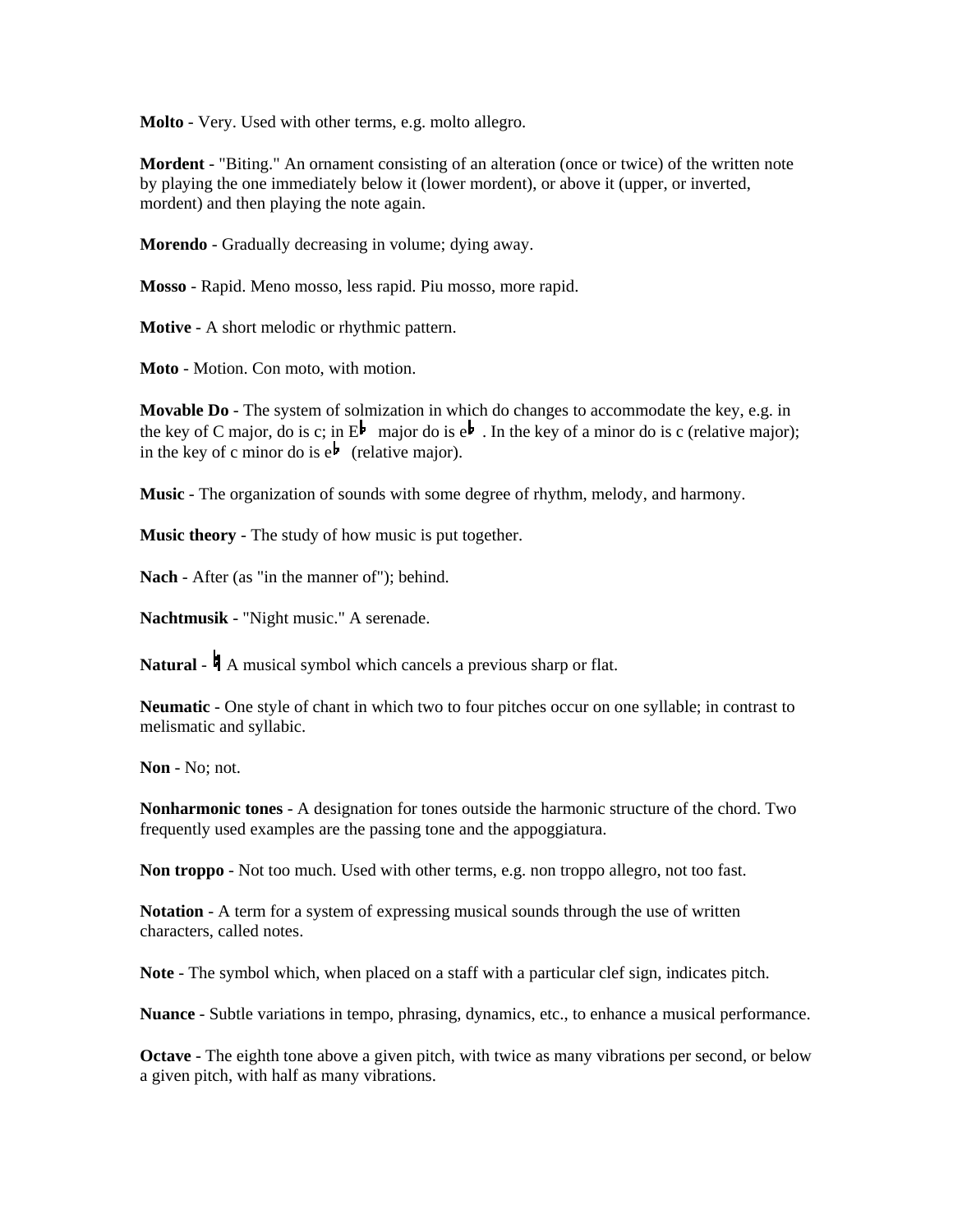**Molto** - Very. Used with other terms, e.g. molto allegro.

**Mordent** - "Biting." An ornament consisting of an alteration (once or twice) of the written note by playing the one immediately below it (lower mordent), or above it (upper, or inverted, mordent) and then playing the note again.

**Morendo** - Gradually decreasing in volume; dying away.

**Mosso** - Rapid. Meno mosso, less rapid. Piu mosso, more rapid.

**Motive** - A short melodic or rhythmic pattern.

**Moto** - Motion. Con moto, with motion.

**Movable Do** - The system of solmization in which do changes to accommodate the key, e.g. in the key of C major, do is c; in E♭ major do is e♭. In the key of a minor do is c (relative major); in the key of c minor do is e♭ (relative major).

**Music** - The organization of sounds with some degree of rhythm, melody, and harmony.

**Music theory** - The study of how music is put together.

**Nach** - After (as "in the manner of"); behind.

**Nachtmusik** - "Night music." A serenade.

**Natural** - ♮ A musical symbol which cancels a previous sharp or flat.

**Neumatic** - One style of chant in which two to four pitches occur on one syllable; in contrast to melismatic and syllabic.

**Non** - No; not.

**Nonharmonic tones** - A designation for tones outside the harmonic structure of the chord. Two frequently used examples are the passing tone and the appoggiatura.

**Non troppo** - Not too much. Used with other terms, e.g. non troppo allegro, not too fast.

**Notation** - A term for a system of expressing musical sounds through the use of written characters, called notes.

**Note** - The symbol which, when placed on a staff with a particular clef sign, indicates pitch.

**Nuance** - Subtle variations in tempo, phrasing, dynamics, etc., to enhance a musical performance.

**Octave** - The eighth tone above a given pitch, with twice as many vibrations per second, or below a given pitch, with half as many vibrations.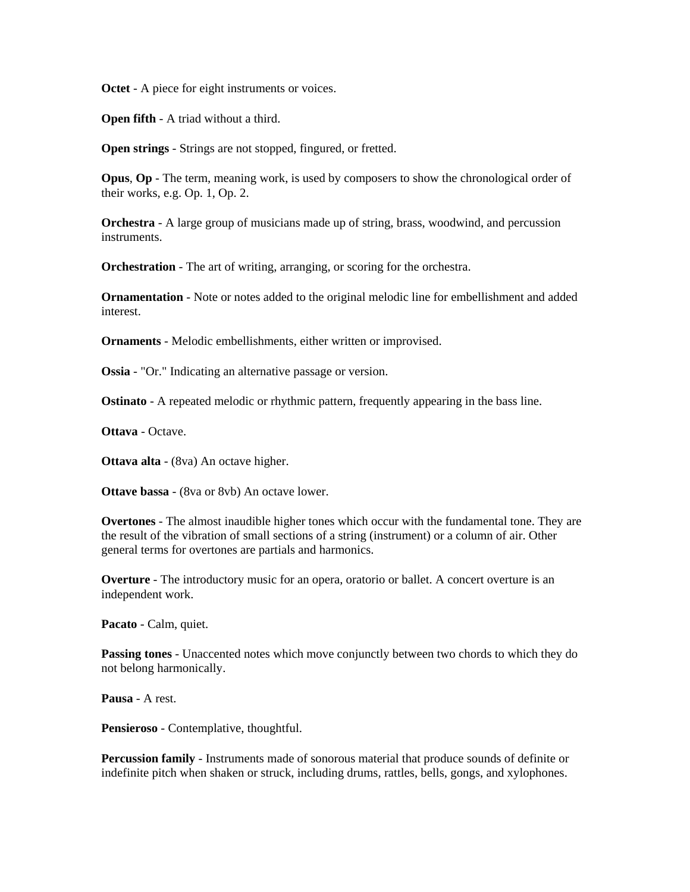**Octet** - A piece for eight instruments or voices.

**Open fifth** - A triad without a third.

**Open strings** - Strings are not stopped, fingured, or fretted.

**Opus**, **Op** - The term, meaning work, is used by composers to show the chronological order of their works, e.g. Op. 1, Op. 2.

**Orchestra** - A large group of musicians made up of string, brass, woodwind, and percussion instruments.

**Orchestration** - The art of writing, arranging, or scoring for the orchestra.

**Ornamentation** - Note or notes added to the original melodic line for embellishment and added interest.

**Ornaments** - Melodic embellishments, either written or improvised.

**Ossia** - "Or." Indicating an alternative passage or version.

**Ostinato** - A repeated melodic or rhythmic pattern, frequently appearing in the bass line.

**Ottava** - Octave.

**Ottava alta** - (8va) An octave higher.

**Ottave bassa** - (8va or 8vb) An octave lower.

**Overtones** - The almost inaudible higher tones which occur with the fundamental tone. They are the result of the vibration of small sections of a string (instrument) or a column of air. Other general terms for overtones are partials and harmonics.

**Overture** - The introductory music for an opera, oratorio or ballet. A concert overture is an independent work.

**Pacato** - Calm, quiet.

**Passing tones** - Unaccented notes which move conjunctly between two chords to which they do not belong harmonically.

**Pausa** - A rest.

**Pensieroso** - Contemplative, thoughtful.

**Percussion family** - Instruments made of sonorous material that produce sounds of definite or indefinite pitch when shaken or struck, including drums, rattles, bells, gongs, and xylophones.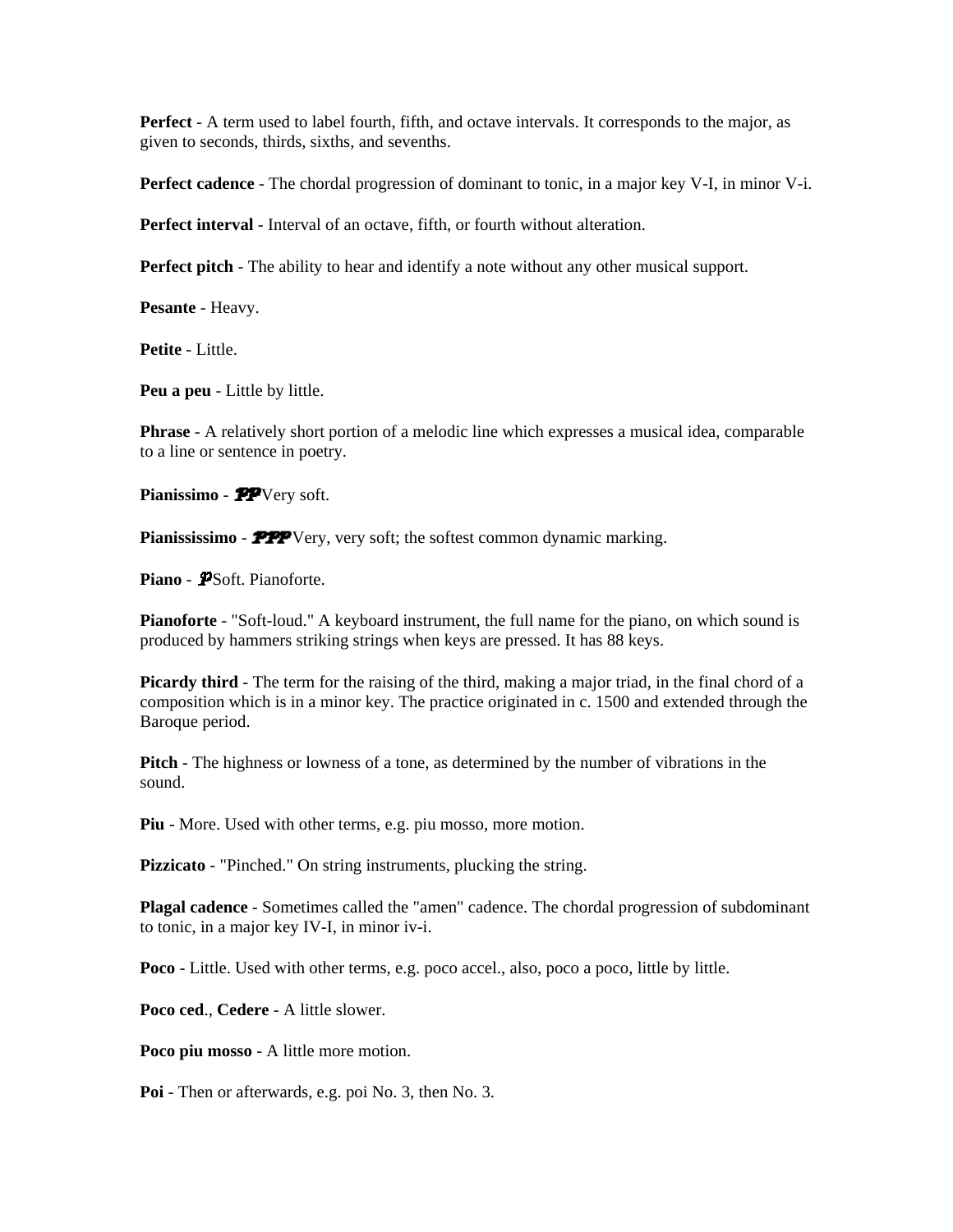**Perfect** - A term used to label fourth, fifth, and octave intervals. It corresponds to the major, as given to seconds, thirds, sixths, and sevenths.

**Perfect cadence** - The chordal progression of dominant to tonic, in a major key V-I, in minor V-i.

**Perfect interval** - Interval of an octave, fifth, or fourth without alteration.

**Perfect pitch** - The ability to hear and identify a note without any other musical support.

**Pesante** - Heavy.

**Petite** - Little.

**Peu a peu** - Little by little.

**Phrase** - A relatively short portion of a melodic line which expresses a musical idea, comparable to a line or sentence in poetry.

**Pianissimo** - *pp* Very soft.

**Pianississimo** - *ppp* Very, very soft; the softest common dynamic marking.

**Piano** - *p* Soft. Pianoforte.

**Pianoforte** - "Soft-loud." A keyboard instrument, the full name for the piano, on which sound is produced by hammers striking strings when keys are pressed. It has 88 keys.

**Picardy third** - The term for the raising of the third, making a major triad, in the final chord of a composition which is in a minor key. The practice originated in c. 1500 and extended through the Baroque period.

**Pitch** - The highness or lowness of a tone, as determined by the number of vibrations in the sound.

**Piu** - More. Used with other terms, e.g. piu mosso, more motion.

**Pizzicato** - "Pinched." On string instruments, plucking the string.

**Plagal cadence** - Sometimes called the "amen" cadence. The chordal progression of subdominant to tonic, in a major key IV-I, in minor iv-i.

**Poco** - Little. Used with other terms, e.g. poco accel., also, poco a poco, little by little.

**Poco ced**., **Cedere** - A little slower.

**Poco piu mosso** - A little more motion.

**Poi** - Then or afterwards, e.g. poi No. 3, then No. 3.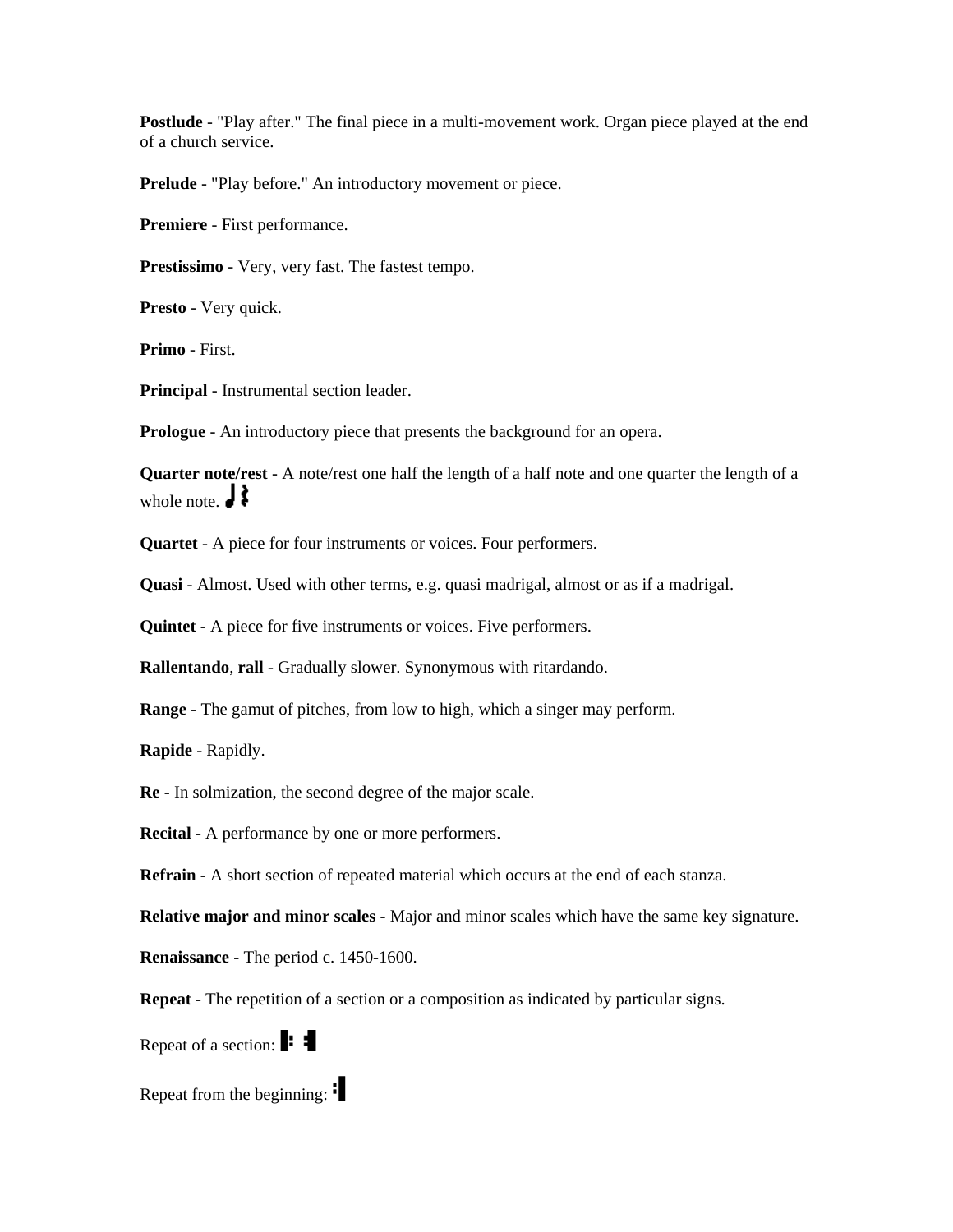**Postlude** - "Play after." The final piece in a multi-movement work. Organ piece played at the end of a church service.

**Prelude** - "Play before." An introductory movement or piece.

**Premiere** - First performance.

**Prestissimo** - Very, very fast. The fastest tempo.

**Presto** - Very quick.

**Primo** - First.

**Principal** - Instrumental section leader.

**Prologue** - An introductory piece that presents the background for an opera.

**Quarter note/rest** - A note/rest one half the length of a half note and one quarter the length of a whole note. 𝅘𝅥 𝄽

**Quartet** - A piece for four instruments or voices. Four performers.

**Quasi** - Almost. Used with other terms, e.g. quasi madrigal, almost or as if a madrigal.

**Quintet** - A piece for five instruments or voices. Five performers.

**Rallentando**, **rall** - Gradually slower. Synonymous with ritardando.

**Range** - The gamut of pitches, from low to high, which a singer may perform.

**Rapide** - Rapidly.

**Re** - In solmization, the second degree of the major scale.

**Recital** - A performance by one or more performers.

**Refrain** - A short section of repeated material which occurs at the end of each stanza.

**Relative major and minor scales** - Major and minor scales which have the same key signature.

**Renaissance** - The period c. 1450-1600.

**Repeat** - The repetition of a section or a composition as indicated by particular signs.

Repeat of a section: 𝄆 𝄇

Repeat from the beginning: 𝄇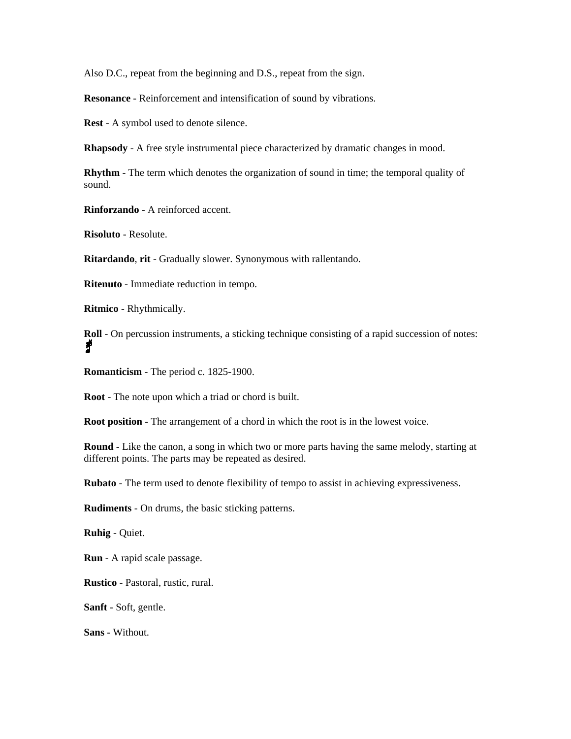Also D.C., repeat from the beginning and D.S., repeat from the sign.

**Resonance** - Reinforcement and intensification of sound by vibrations.

**Rest** - A symbol used to denote silence.

**Rhapsody** - A free style instrumental piece characterized by dramatic changes in mood.

**Rhythm** - The term which denotes the organization of sound in time; the temporal quality of sound.

**Rinforzando** - A reinforced accent.

**Risoluto** - Resolute.

**Ritardando**, **rit** - Gradually slower. Synonymous with rallentando.

**Ritenuto** - Immediate reduction in tempo.

**Ritmico** - Rhythmically.

**Roll** - On percussion instruments, a sticking technique consisting of a rapid succession of notes:

**Romanticism** - The period c. 1825-1900.

**Root** - The note upon which a triad or chord is built.

**Root position** - The arrangement of a chord in which the root is in the lowest voice.

**Round** - Like the canon, a song in which two or more parts having the same melody, starting at different points. The parts may be repeated as desired.

**Rubato** - The term used to denote flexibility of tempo to assist in achieving expressiveness.

**Rudiments** - On drums, the basic sticking patterns.

**Ruhig** - Quiet.

**Run** - A rapid scale passage.

**Rustico** - Pastoral, rustic, rural.

**Sanft** - Soft, gentle.

**Sans** - Without.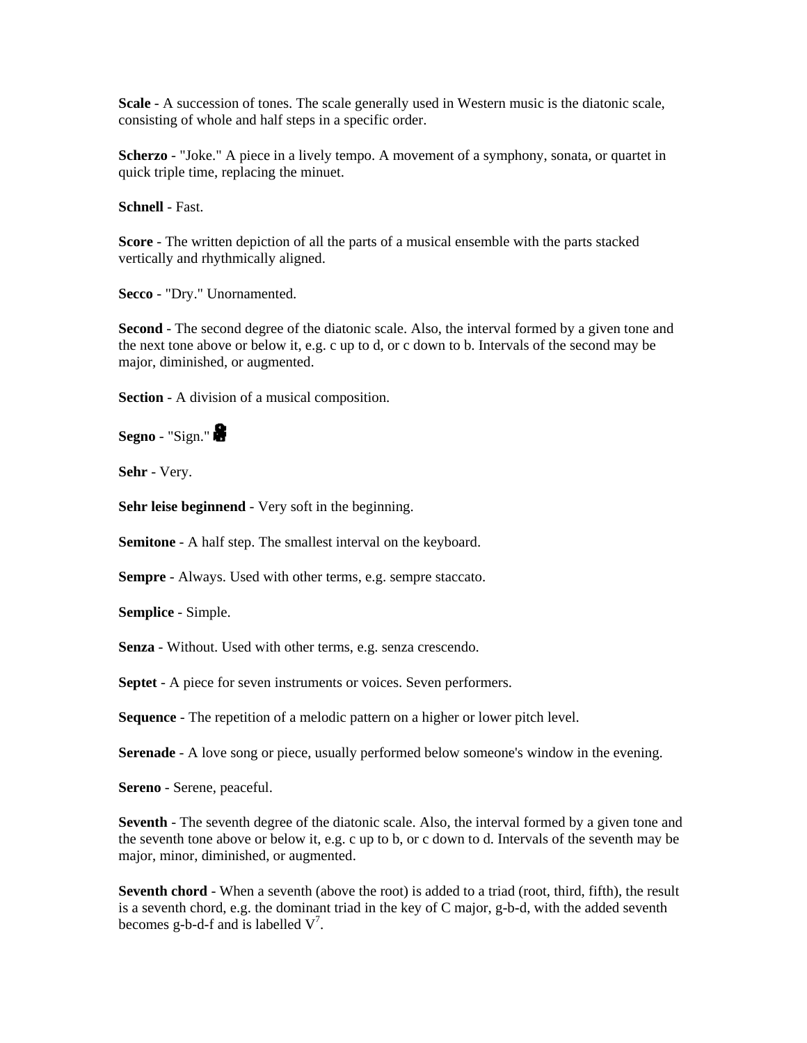**Scale** - A succession of tones. The scale generally used in Western music is the diatonic scale, consisting of whole and half steps in a specific order.

**Scherzo** - "Joke." A piece in a lively tempo. A movement of a symphony, sonata, or quartet in quick triple time, replacing the minuet.

**Schnell** - Fast.

**Score** - The written depiction of all the parts of a musical ensemble with the parts stacked vertically and rhythmically aligned.

**Secco** - "Dry." Unornamented.

**Second** - The second degree of the diatonic scale. Also, the interval formed by a given tone and the next tone above or below it, e.g. c up to d, or c down to b. Intervals of the second may be major, diminished, or augmented.

**Section** - A division of a musical composition.

**Segno** - "Sign." 𝄋

**Sehr** - Very.

**Sehr leise beginnend** - Very soft in the beginning.

**Semitone** - A half step. The smallest interval on the keyboard.

**Sempre** - Always. Used with other terms, e.g. sempre staccato.

**Semplice** - Simple.

**Senza** - Without. Used with other terms, e.g. senza crescendo.

**Septet** - A piece for seven instruments or voices. Seven performers.

**Sequence** - The repetition of a melodic pattern on a higher or lower pitch level.

**Serenade** - A love song or piece, usually performed below someone's window in the evening.

**Sereno** - Serene, peaceful.

**Seventh** - The seventh degree of the diatonic scale. Also, the interval formed by a given tone and the seventh tone above or below it, e.g. c up to b, or c down to d. Intervals of the seventh may be major, minor, diminished, or augmented.

**Seventh chord** - When a seventh (above the root) is added to a triad (root, third, fifth), the result is a seventh chord, e.g. the dominant triad in the key of C major, g-b-d, with the added seventh becomes g-b-d-f and is labelled $V^7$.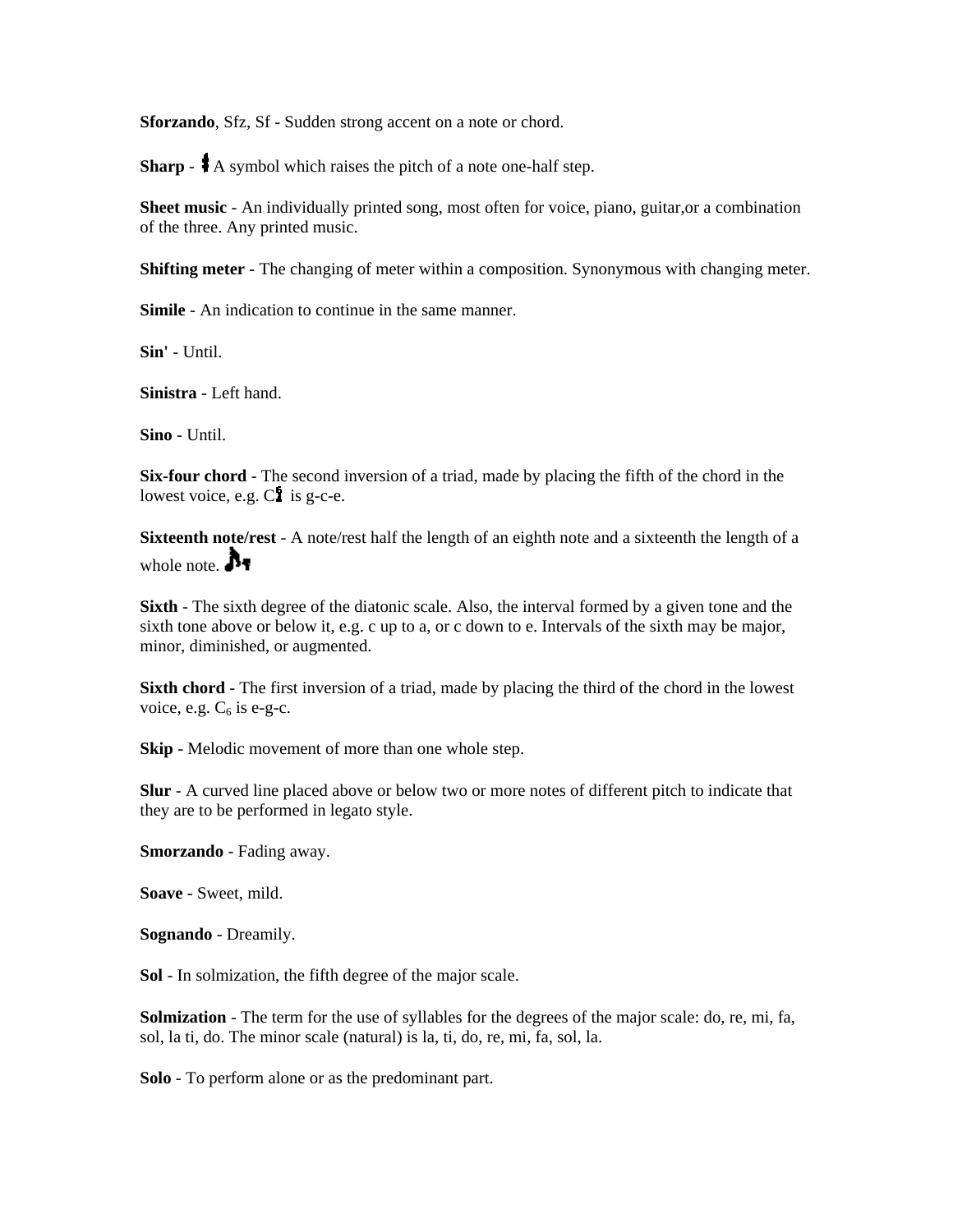**Sforzando**, Sfz, Sf - Sudden strong accent on a note or chord.

**Sharp** - ♯ A symbol which raises the pitch of a note one-half step.

**Sheet music** - An individually printed song, most often for voice, piano, guitar,or a combination of the three. Any printed music.

**Shifting meter** - The changing of meter within a composition. Synonymous with changing meter.

**Simile** - An indication to continue in the same manner.

**Sin'** - Until.

**Sinistra** - Left hand.

**Sino** - Until.

**Six-four chord** - The second inversion of a triad, made by placing the fifth of the chord in the lowest voice, e.g. $C^{6}_{4}$ is g-c-e.

**Sixteenth note/rest** - A note/rest half the length of an eighth note and a sixteenth the length of a whole note.

**Sixth** - The sixth degree of the diatonic scale. Also, the interval formed by a given tone and the sixth tone above or below it, e.g. c up to a, or c down to e. Intervals of the sixth may be major, minor, diminished, or augmented.

**Sixth chord** - The first inversion of a triad, made by placing the third of the chord in the lowest voice, e.g. $C_6$ is e-g-c.

**Skip** - Melodic movement of more than one whole step.

**Slur** - A curved line placed above or below two or more notes of different pitch to indicate that they are to be performed in legato style.

**Smorzando** - Fading away.

**Soave** - Sweet, mild.

**Sognando** - Dreamily.

**Sol** - In solmization, the fifth degree of the major scale.

**Solmization** - The term for the use of syllables for the degrees of the major scale: do, re, mi, fa, sol, la ti, do. The minor scale (natural) is la, ti, do, re, mi, fa, sol, la.

**Solo** - To perform alone or as the predominant part.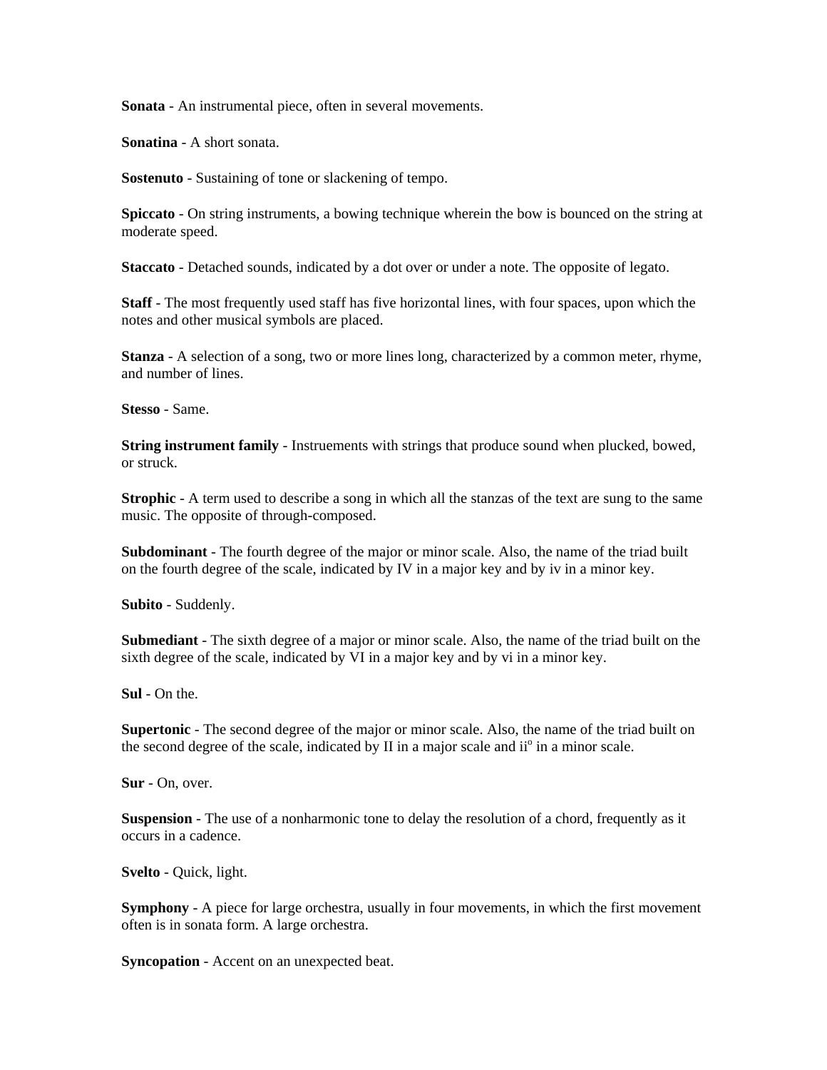**Sonata** - An instrumental piece, often in several movements.

**Sonatina** - A short sonata.

**Sostenuto** - Sustaining of tone or slackening of tempo.

**Spiccato** - On string instruments, a bowing technique wherein the bow is bounced on the string at moderate speed.

**Staccato** - Detached sounds, indicated by a dot over or under a note. The opposite of legato.

**Staff** - The most frequently used staff has five horizontal lines, with four spaces, upon which the notes and other musical symbols are placed.

**Stanza** - A selection of a song, two or more lines long, characterized by a common meter, rhyme, and number of lines.

**Stesso** - Same.

**String instrument family** - Instruements with strings that produce sound when plucked, bowed, or struck.

**Strophic** - A term used to describe a song in which all the stanzas of the text are sung to the same music. The opposite of through-composed.

**Subdominant** - The fourth degree of the major or minor scale. Also, the name of the triad built on the fourth degree of the scale, indicated by IV in a major key and by iv in a minor key.

**Subito** - Suddenly.

**Submediant** - The sixth degree of a major or minor scale. Also, the name of the triad built on the sixth degree of the scale, indicated by VI in a major key and by vi in a minor key.

**Sul** - On the.

**Supertonic** - The second degree of the major or minor scale. Also, the name of the triad built on the second degree of the scale, indicated by II in a major scale and ii$^{o}$ in a minor scale.

**Sur** - On, over.

**Suspension** - The use of a nonharmonic tone to delay the resolution of a chord, frequently as it occurs in a cadence.

**Svelto** - Quick, light.

**Symphony** - A piece for large orchestra, usually in four movements, in which the first movement often is in sonata form. A large orchestra.

**Syncopation** - Accent on an unexpected beat.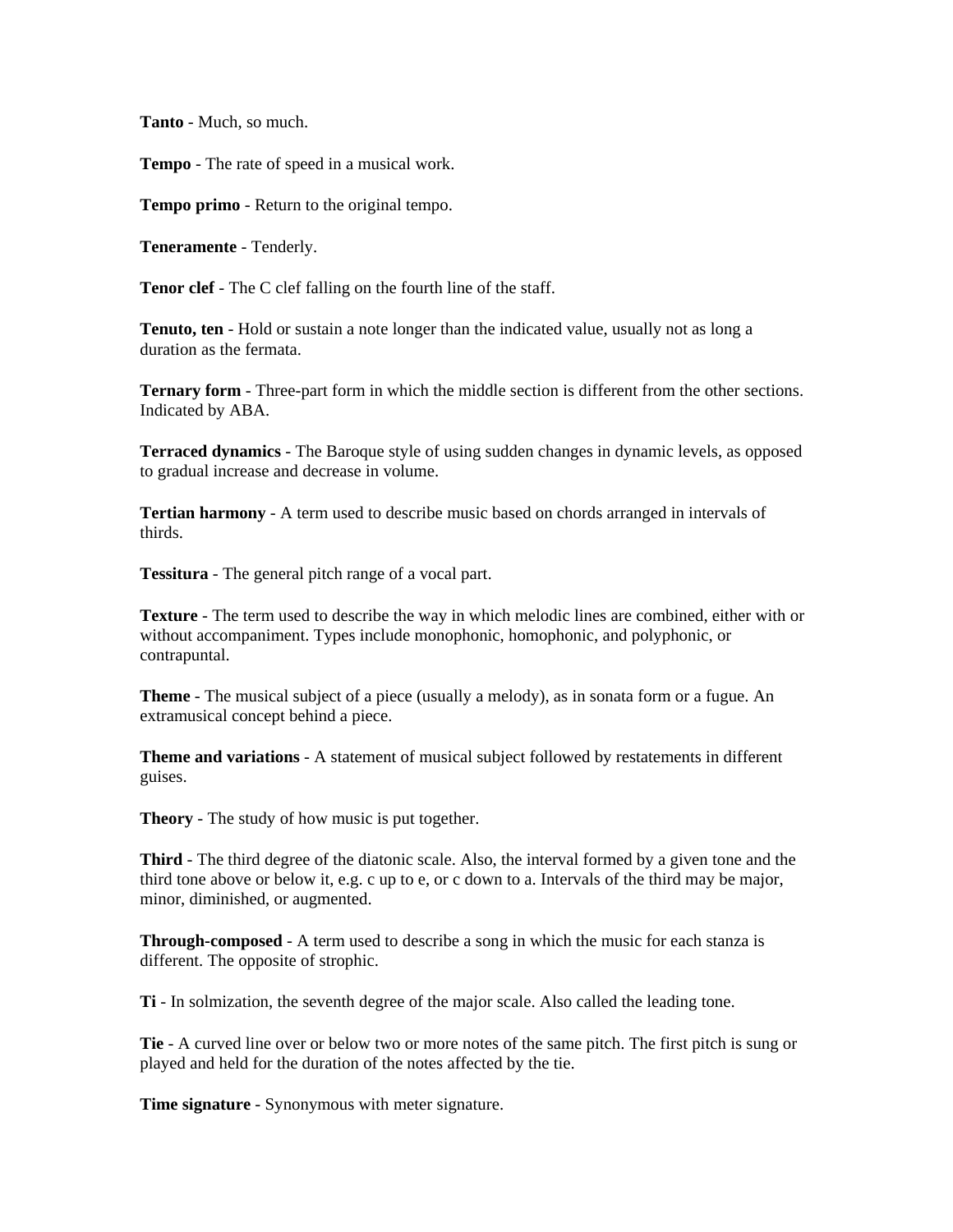**Tanto** - Much, so much.

**Tempo** - The rate of speed in a musical work.

**Tempo primo** - Return to the original tempo.

**Teneramente** - Tenderly.

**Tenor clef** - The C clef falling on the fourth line of the staff.

**Tenuto, ten** - Hold or sustain a note longer than the indicated value, usually not as long a duration as the fermata.

**Ternary form** - Three-part form in which the middle section is different from the other sections. Indicated by ABA.

**Terraced dynamics** - The Baroque style of using sudden changes in dynamic levels, as opposed to gradual increase and decrease in volume.

**Tertian harmony** - A term used to describe music based on chords arranged in intervals of thirds.

**Tessitura** - The general pitch range of a vocal part.

**Texture** - The term used to describe the way in which melodic lines are combined, either with or without accompaniment. Types include monophonic, homophonic, and polyphonic, or contrapuntal.

**Theme** - The musical subject of a piece (usually a melody), as in sonata form or a fugue. An extramusical concept behind a piece.

**Theme and variations** - A statement of musical subject followed by restatements in different guises.

**Theory** - The study of how music is put together.

**Third** - The third degree of the diatonic scale. Also, the interval formed by a given tone and the third tone above or below it, e.g. c up to e, or c down to a. Intervals of the third may be major, minor, diminished, or augmented.

**Through-composed** - A term used to describe a song in which the music for each stanza is different. The opposite of strophic.

**Ti** - In solmization, the seventh degree of the major scale. Also called the leading tone.

**Tie** - A curved line over or below two or more notes of the same pitch. The first pitch is sung or played and held for the duration of the notes affected by the tie.

**Time signature** - Synonymous with meter signature.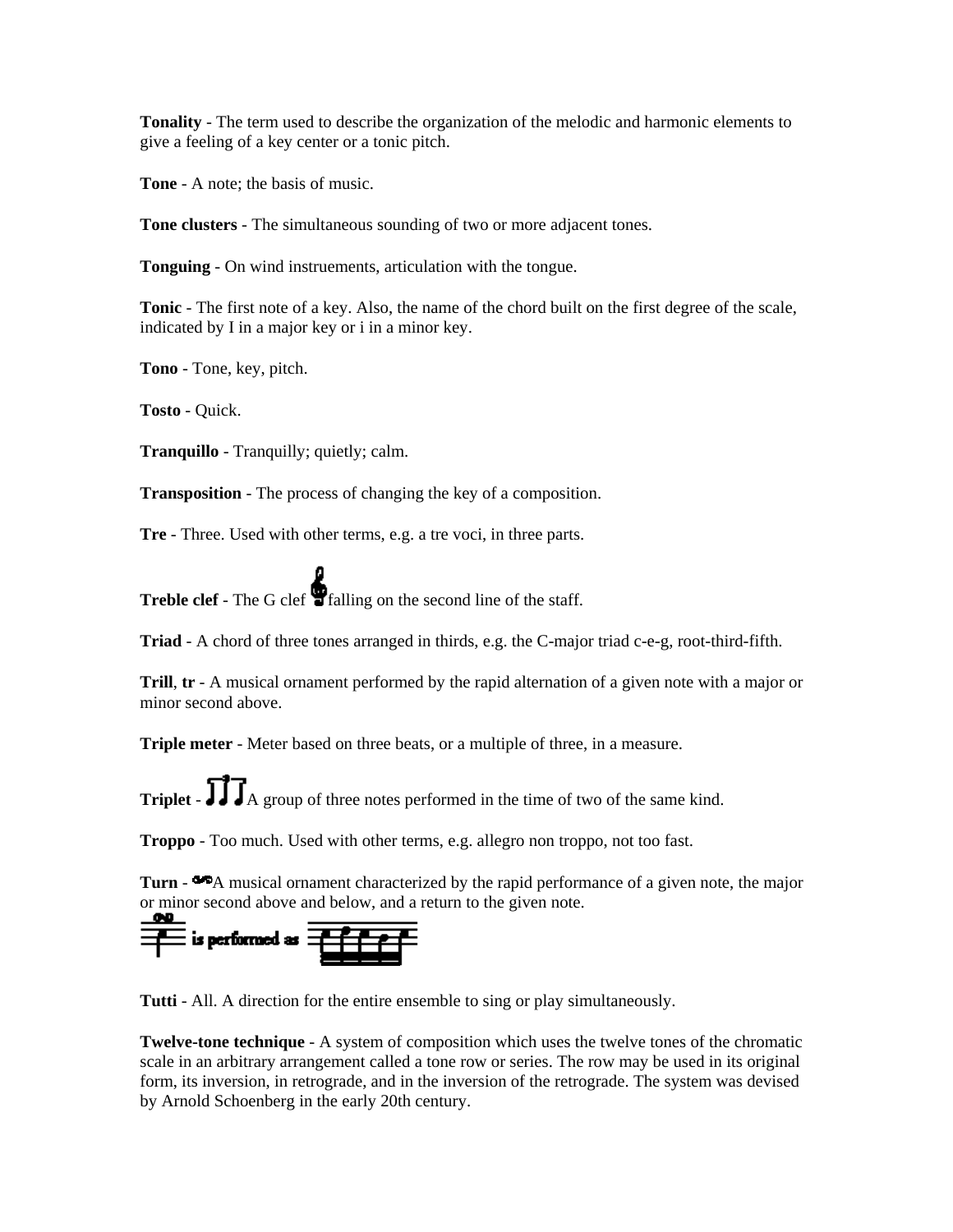**Tonality** - The term used to describe the organization of the melodic and harmonic elements to give a feeling of a key center or a tonic pitch.

**Tone** - A note; the basis of music.

**Tone clusters** - The simultaneous sounding of two or more adjacent tones.

**Tonguing** - On wind instruements, articulation with the tongue.

**Tonic** - The first note of a key. Also, the name of the chord built on the first degree of the scale, indicated by I in a major key or i in a minor key.

**Tono** - Tone, key, pitch.

**Tosto** - Quick.

**Tranquillo** - Tranquilly; quietly; calm.

**Transposition** - The process of changing the key of a composition.

**Tre** - Three. Used with other terms, e.g. a tre voci, in three parts.

**Treble clef** - The G clef falling on the second line of the staff.

**Triad** - A chord of three tones arranged in thirds, e.g. the C-major triad c-e-g, root-third-fifth.

**Trill**, **tr** - A musical ornament performed by the rapid alternation of a given note with a major or minor second above.

**Triple meter** - Meter based on three beats, or a multiple of three, in a measure.

**Triplet** - A group of three notes performed in the time of two of the same kind.

**Troppo** - Too much. Used with other terms, e.g. allegro non troppo, not too fast.

**Turn** - A musical ornament characterized by the rapid performance of a given note, the major or minor second above and below, and a return to the given note.

is performed as

**Tutti** - All. A direction for the entire ensemble to sing or play simultaneously.

**Twelve-tone technique** - A system of composition which uses the twelve tones of the chromatic scale in an arbitrary arrangement called a tone row or series. The row may be used in its original form, its inversion, in retrograde, and in the inversion of the retrograde. The system was devised by Arnold Schoenberg in the early 20th century.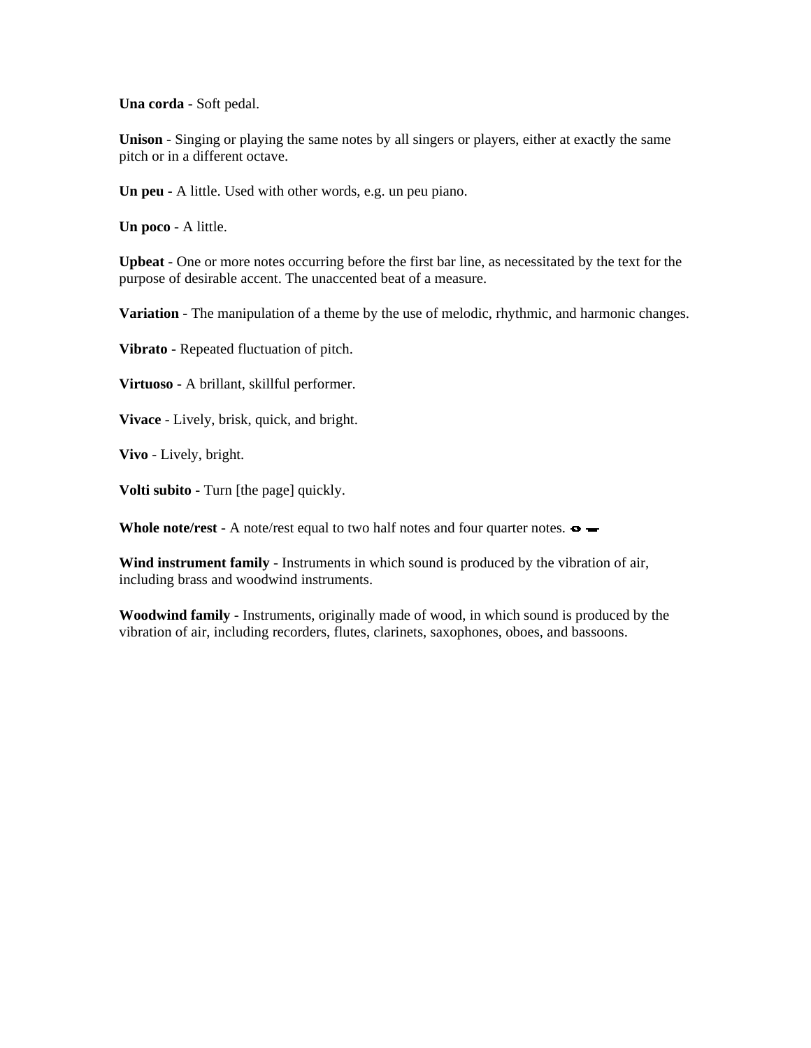**Una corda** - Soft pedal.

**Unison** - Singing or playing the same notes by all singers or players, either at exactly the same pitch or in a different octave.

**Un peu** - A little. Used with other words, e.g. un peu piano.

**Un poco** - A little.

**Upbeat** - One or more notes occurring before the first bar line, as necessitated by the text for the purpose of desirable accent. The unaccented beat of a measure.

**Variation** - The manipulation of a theme by the use of melodic, rhythmic, and harmonic changes.

**Vibrato** - Repeated fluctuation of pitch.

**Virtuoso** - A brillant, skillful performer.

**Vivace** - Lively, brisk, quick, and bright.

**Vivo** - Lively, bright.

**Volti subito** - Turn [the page] quickly.

**Whole note/rest** - A note/rest equal to two half notes and four quarter notes.

**Wind instrument family** - Instruments in which sound is produced by the vibration of air, including brass and woodwind instruments.

**Woodwind family** - Instruments, originally made of wood, in which sound is produced by the vibration of air, including recorders, flutes, clarinets, saxophones, oboes, and bassoons.